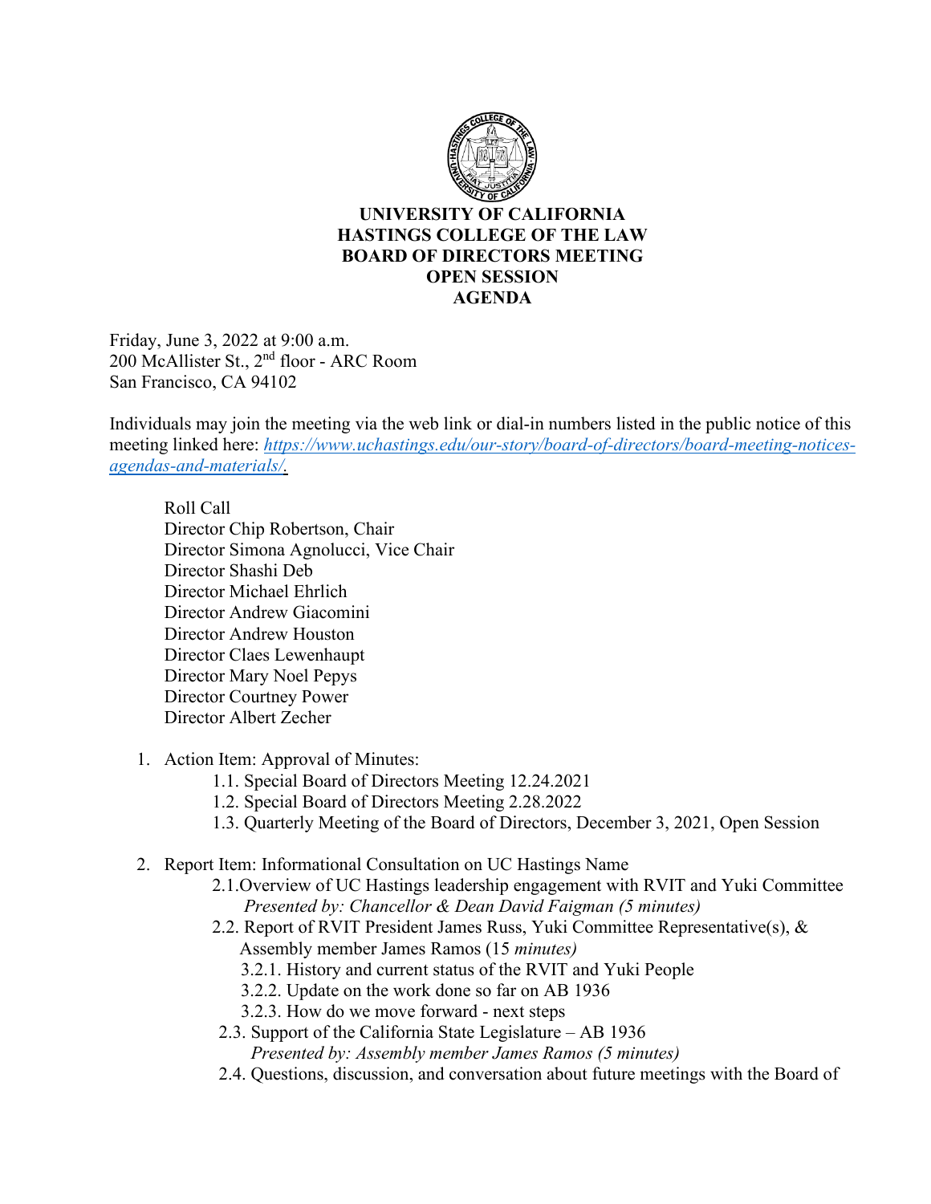# UNIVERSITY OF CALIFORNIA
# HASTINGS COLLEGE OF THE LAW
# BOARD OF DIRECTORS MEETING
# OPEN SESSION
# AGENDA

Friday, June 3, 2022 at 9:00 a.m.
200 McAllister St., 2nd floor - ARC Room
San Francisco, CA 94102

Individuals may join the meeting via the web link or dial-in numbers listed in the public notice of this meeting linked here: [https://www.uchastings.edu/our-story/board-of-directors/board-meeting-notices-agendas-and-materials/](https://www.uchastings.edu/our-story/board-of-directors/board-meeting-notices-agendas-and-materials/).

Roll Call
Director Chip Robertson, Chair
Director Simona Agnolucci, Vice Chair
Director Shashi Deb
Director Michael Ehrlich
Director Andrew Giacomini
Director Andrew Houston
Director Claes Lewenhaupt
Director Mary Noel Pepys
Director Courtney Power
Director Albert Zecher

1. Action Item: Approval of Minutes:
   - 1.1. Special Board of Directors Meeting 12.24.2021
   - 1.2. Special Board of Directors Meeting 2.28.2022
   - 1.3. Quarterly Meeting of the Board of Directors, December 3, 2021, Open Session

2. Report Item: Informational Consultation on UC Hastings Name
   - 2.1.Overview of UC Hastings leadership engagement with RVIT and Yuki Committee
     *Presented by: Chancellor & Dean David Faigman (5 minutes)*
   - 2.2. Report of RVIT President James Russ, Yuki Committee Representative(s), & Assembly member James Ramos (15 *minutes)*
     - 3.2.1. History and current status of the RVIT and Yuki People
     - 3.2.2. Update on the work done so far on AB 1936
     - 3.2.3. How do we move forward - next steps
   - 2.3. Support of the California State Legislature – AB 1936
     *Presented by: Assembly member James Ramos (5 minutes)*
   - 2.4. Questions, discussion, and conversation about future meetings with the Board of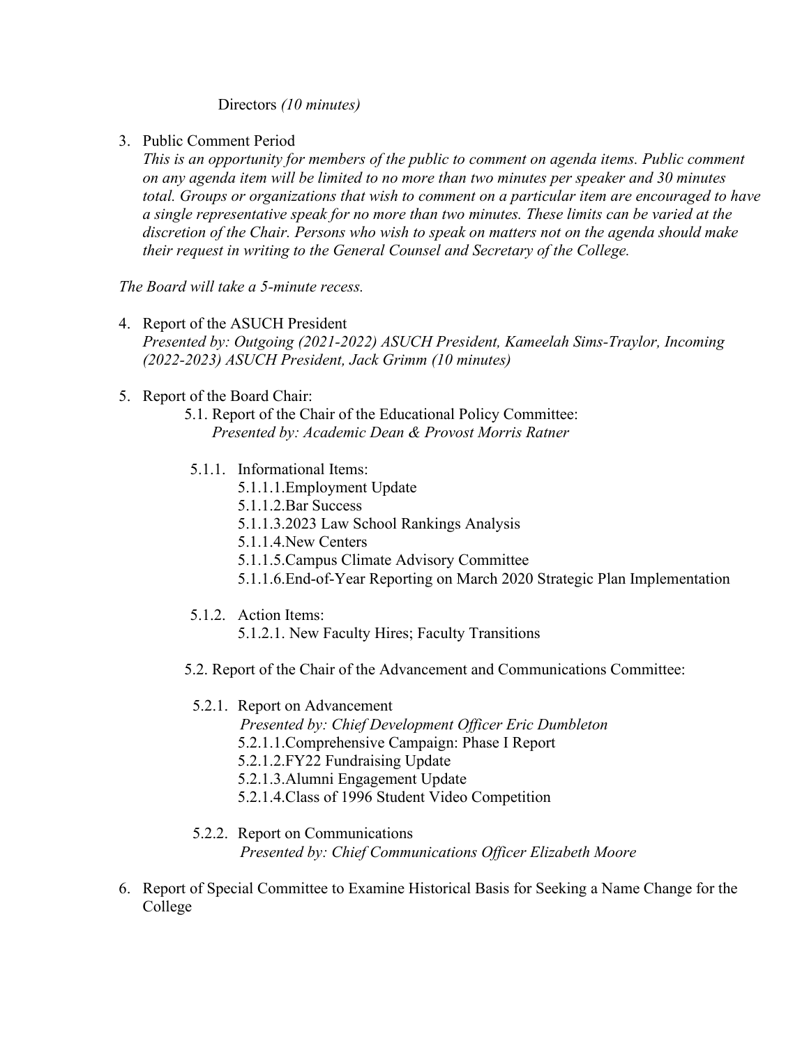Directors *(10 minutes)*

3. Public Comment Period
   *This is an opportunity for members of the public to comment on agenda items. Public comment on any agenda item will be limited to no more than two minutes per speaker and 30 minutes total. Groups or organizations that wish to comment on a particular item are encouraged to have a single representative speak for no more than two minutes. These limits can be varied at the discretion of the Chair. Persons who wish to speak on matters not on the agenda should make their request in writing to the General Counsel and Secretary of the College.*

*The Board will take a 5-minute recess.*

4. Report of the ASUCH President
   *Presented by: Outgoing (2021-2022) ASUCH President, Kameelah Sims-Traylor, Incoming (2022-2023) ASUCH President, Jack Grimm (10 minutes)*

5. Report of the Board Chair:
   - 5.1. Report of the Chair of the Educational Policy Committee:
     *Presented by: Academic Dean & Provost Morris Ratner*
     - 5.1.1. Informational Items:
       - 5.1.1.1. Employment Update
       - 5.1.1.2. Bar Success
       - 5.1.1.3. 2023 Law School Rankings Analysis
       - 5.1.1.4. New Centers
       - 5.1.1.5. Campus Climate Advisory Committee
       - 5.1.1.6. End-of-Year Reporting on March 2020 Strategic Plan Implementation
     - 5.1.2. Action Items:
       - 5.1.2.1. New Faculty Hires; Faculty Transitions
   - 5.2. Report of the Chair of the Advancement and Communications Committee:
     - 5.2.1. Report on Advancement
       *Presented by: Chief Development Officer Eric Dumbleton*
       - 5.2.1.1. Comprehensive Campaign: Phase I Report
       - 5.2.1.2. FY22 Fundraising Update
       - 5.2.1.3. Alumni Engagement Update
       - 5.2.1.4. Class of 1996 Student Video Competition
     - 5.2.2. Report on Communications
       *Presented by: Chief Communications Officer Elizabeth Moore*

6. Report of Special Committee to Examine Historical Basis for Seeking a Name Change for the College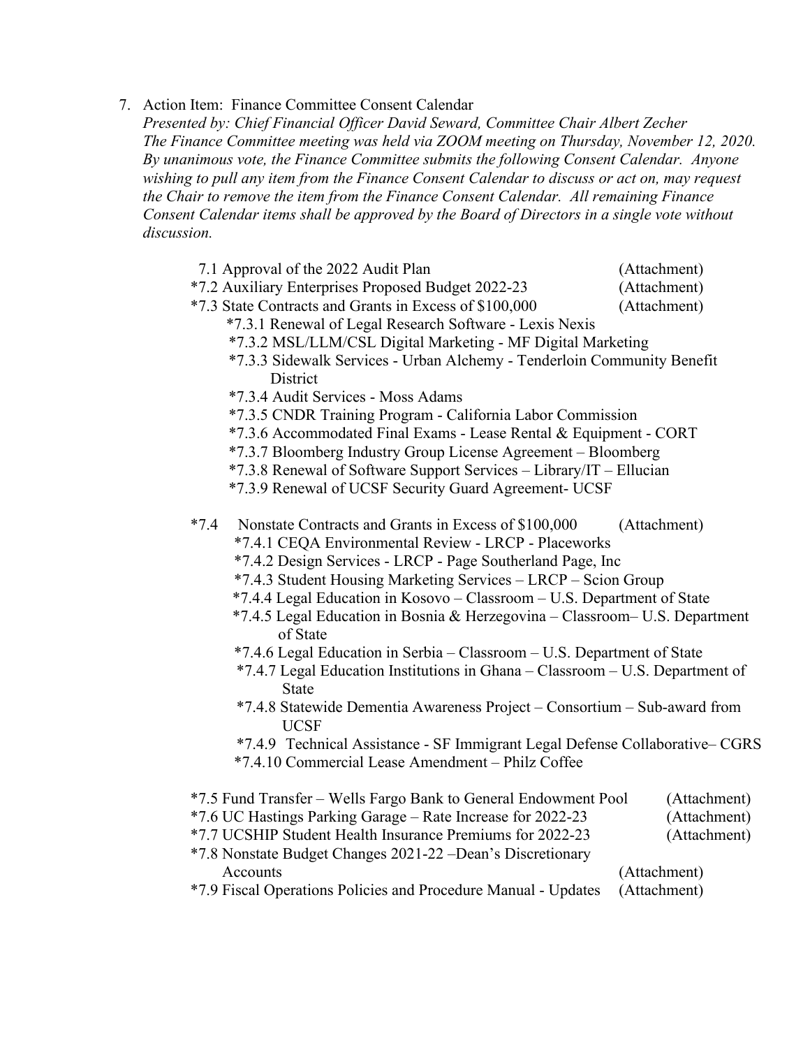7. Action Item: Finance Committee Consent Calendar

   *Presented by: Chief Financial Officer David Seward, Committee Chair Albert Zecher*
   *The Finance Committee meeting was held via ZOOM meeting on Thursday, November 12, 2020. By unanimous vote, the Finance Committee submits the following Consent Calendar. Anyone wishing to pull any item from the Finance Consent Calendar to discuss or act on, may request the Chair to remove the item from the Finance Consent Calendar. All remaining Finance Consent Calendar items shall be approved by the Board of Directors in a single vote without discussion.*

   7.1 Approval of the 2022 Audit Plan (Attachment)
   *7.2 Auxiliary Enterprises Proposed Budget 2022-23 (Attachment)
   *7.3 State Contracts and Grants in Excess of $100,000 (Attachment)
   - *7.3.1 Renewal of Legal Research Software - Lexis Nexis
   - *7.3.2 MSL/LLM/CSL Digital Marketing - MF Digital Marketing
   - *7.3.3 Sidewalk Services - Urban Alchemy - Tenderloin Community Benefit District
   - *7.3.4 Audit Services - Moss Adams
   - *7.3.5 CNDR Training Program - California Labor Commission
   - *7.3.6 Accommodated Final Exams - Lease Rental & Equipment - CORT
   - *7.3.7 Bloomberg Industry Group License Agreement – Bloomberg
   - *7.3.8 Renewal of Software Support Services – Library/IT – Ellucian
   - *7.3.9 Renewal of UCSF Security Guard Agreement- UCSF

   *7.4 Nonstate Contracts and Grants in Excess of $100,000 (Attachment)
   - *7.4.1 CEQA Environmental Review - LRCP - Placeworks
   - *7.4.2 Design Services - LRCP - Page Southerland Page, Inc
   - *7.4.3 Student Housing Marketing Services – LRCP – Scion Group
   - *7.4.4 Legal Education in Kosovo – Classroom – U.S. Department of State
   - *7.4.5 Legal Education in Bosnia & Herzegovina – Classroom– U.S. Department of State
   - *7.4.6 Legal Education in Serbia – Classroom – U.S. Department of State
   - *7.4.7 Legal Education Institutions in Ghana – Classroom – U.S. Department of State
   - *7.4.8 Statewide Dementia Awareness Project – Consortium – Sub-award from UCSF
   - *7.4.9 Technical Assistance - SF Immigrant Legal Defense Collaborative– CGRS
   - *7.4.10 Commercial Lease Amendment – Philz Coffee

   *7.5 Fund Transfer – Wells Fargo Bank to General Endowment Pool (Attachment)
   *7.6 UC Hastings Parking Garage – Rate Increase for 2022-23 (Attachment)
   *7.7 UCSHIP Student Health Insurance Premiums for 2022-23 (Attachment)
   *7.8 Nonstate Budget Changes 2021-22 –Dean's Discretionary Accounts (Attachment)
   *7.9 Fiscal Operations Policies and Procedure Manual - Updates (Attachment)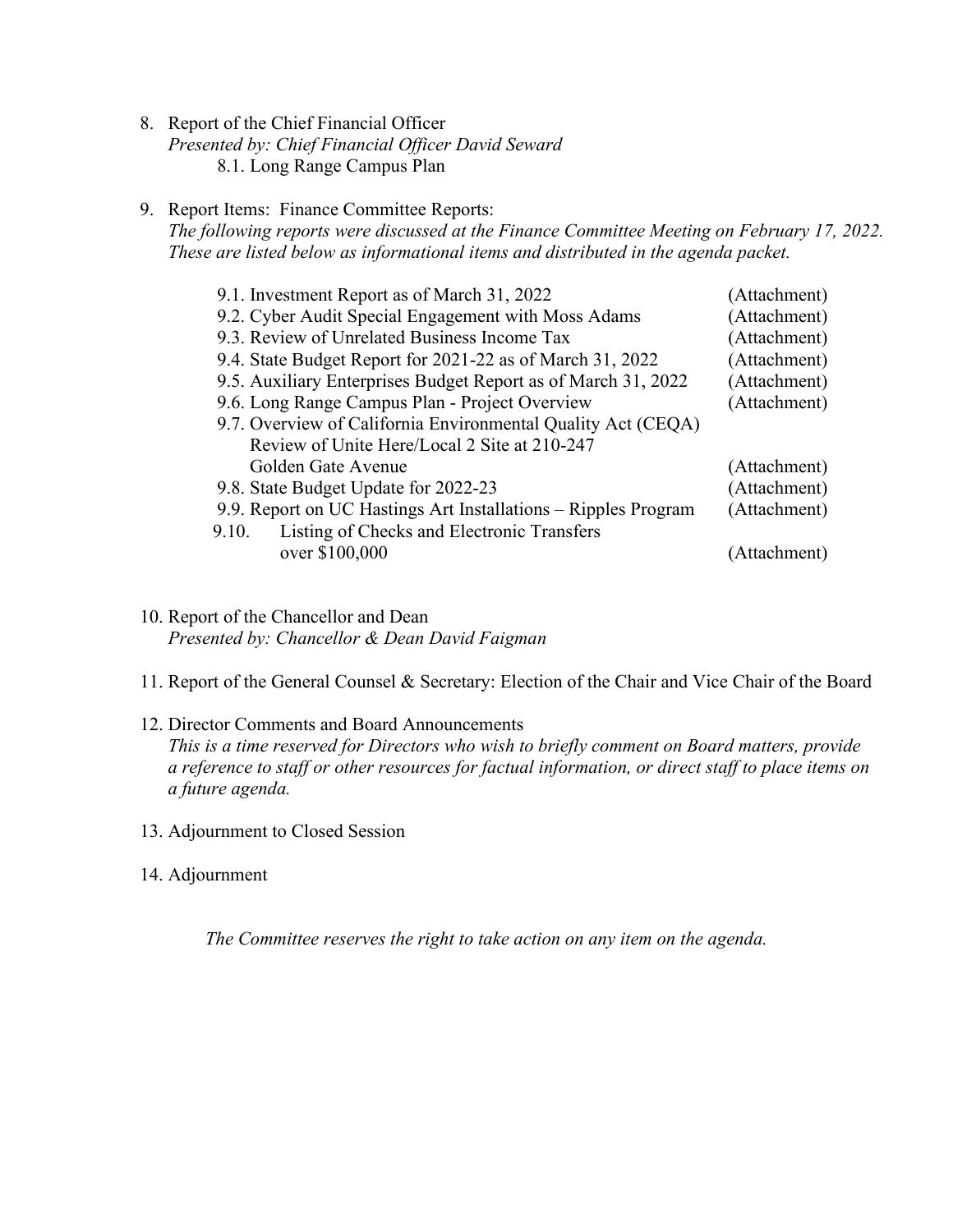8. Report of the Chief Financial Officer
   *Presented by: Chief Financial Officer David Seward*
   - 8.1. Long Range Campus Plan

9. Report Items: Finance Committee Reports:
   *The following reports were discussed at the Finance Committee Meeting on February 17, 2022. These are listed below as informational items and distributed in the agenda packet.*

| | |
|---|---|
| 9.1. Investment Report as of March 31, 2022 | (Attachment) |
| 9.2. Cyber Audit Special Engagement with Moss Adams | (Attachment) |
| 9.3. Review of Unrelated Business Income Tax | (Attachment) |
| 9.4. State Budget Report for 2021-22 as of March 31, 2022 | (Attachment) |
| 9.5. Auxiliary Enterprises Budget Report as of March 31, 2022 | (Attachment) |
| 9.6. Long Range Campus Plan - Project Overview | (Attachment) |
| 9.7. Overview of California Environmental Quality Act (CEQA) Review of Unite Here/Local 2 Site at 210-247 Golden Gate Avenue | (Attachment) |
| 9.8. State Budget Update for 2022-23 | (Attachment) |
| 9.9. Report on UC Hastings Art Installations – Ripples Program | (Attachment) |
| 9.10. Listing of Checks and Electronic Transfers over $100,000 | (Attachment) |

10. Report of the Chancellor and Dean
    *Presented by: Chancellor & Dean David Faigman*

11. Report of the General Counsel & Secretary: Election of the Chair and Vice Chair of the Board

12. Director Comments and Board Announcements
    *This is a time reserved for Directors who wish to briefly comment on Board matters, provide a reference to staff or other resources for factual information, or direct staff to place items on a future agenda.*

13. Adjournment to Closed Session

14. Adjournment

*The Committee reserves the right to take action on any item on the agenda.*